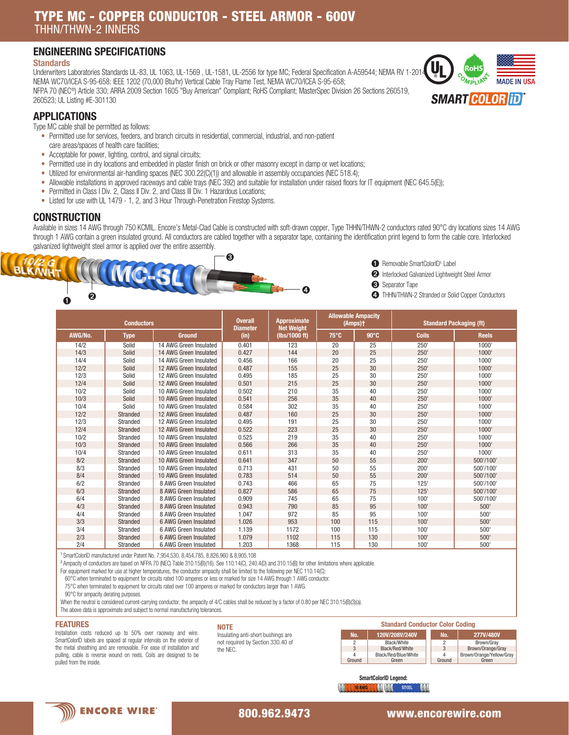# TYPE MC - COPPER CONDUCTOR - STEEL ARMOR - 600V

THHN/THWN-2 INNERS

## ENGINEERING SPECIFICATIONS

### Standards

Underwriters Laboratories Standards UL-83, UL 1063, UL-1569 , UL-1581, UL-2556 for type MC; Federal Specification A-A59544; NEMA RV 1-2014; NEMA WC70/ICEA S-95-658; IEEE 1202 (70,000 Btu/hr) Vertical Cable Tray Flame Test, NEMA WC70/ICEA S-95-658; NFPA 70 (NEC®) Article 330; ARRA 2009 Section 1605 "Buy American" Compliant; RoHS Compliant; MasterSpec Division 26 Sections 260519, 260523; UL Listing #E-301130

## APPLICATIONS

Type MC cable shall be permitted as follows:

- Permitted use for services, feeders, and branch circuits in residential, commercial, industrial, and non-patient care areas/spaces of health care facilities;
- Acceptable for power, lighting, control, and signal circuits;
- Permitted use in dry locations and embedded in plaster finish on brick or other masonry except in damp or wet locations;
- Utilized for environmental air-handling spaces (NEC 300.22(C)(1)) and allowable in assembly occupancies (NEC 518.4);
- Allowable installations in approved raceways and cable trays (NEC 392) and suitable for installation under raised floors for IT equipment (NEC 645.5(E));
- Permitted in Class I Div. 2, Class II Div. 2, and Class III Div. 1 Hazardous Locations;
- Listed for use with UL 1479 - 1, 2, and 3 Hour Through-Penetration Firestop Systems.

## CONSTRUCTION

Available in sizes 14 AWG through 750 KCMIL. Encore's Metal-Clad Cable is constructed with soft-drawn copper, Type THHN/THWN-2 conductors rated 90°C dry locations sizes 14 AWG through 1 AWG contain a green insulated ground. All conductors are cabled together with a separator tape, containing the identification print legend to form the cable core. Interlocked galvanized lightweight steel armor is applied over the entire assembly.

1. Removable SmartColorID[1] Label
2. Interlocked Galvanized Lightweight Steel Armor
3. Separator Tape
4. THHN/THWN-2 Stranded or Solid Copper Conductors

| Conductors | | | Overall Diameter | Approximate Net Weight | Allowable Ampacity (Amps)† | | Standard Packaging (ft) | |
|---|---|---|---|---|---|---|---|---|
| AWG/No. | Type | Ground | (in) | (lbs/1000 ft) | 75°C | 90°C | Coils | Reels |
| 14/2 | Solid | 14 AWG Green Insulated | 0.401 | 123 | 20 | 25 | 250' | 1000' |
| 14/3 | Solid | 14 AWG Green Insulated | 0.427 | 144 | 20 | 25 | 250' | 1000' |
| 14/4 | Solid | 14 AWG Green Insulated | 0.456 | 166 | 20 | 25 | 250' | 1000' |
| 12/2 | Solid | 12 AWG Green Insulated | 0.487 | 155 | 25 | 30 | 250' | 1000' |
| 12/3 | Solid | 12 AWG Green Insulated | 0.495 | 185 | 25 | 30 | 250' | 1000' |
| 12/4 | Solid | 12 AWG Green Insulated | 0.501 | 215 | 25 | 30 | 250' | 1000' |
| 10/2 | Solid | 10 AWG Green Insulated | 0.502 | 210 | 35 | 40 | 250' | 1000' |
| 10/3 | Solid | 10 AWG Green Insulated | 0.541 | 256 | 35 | 40 | 250' | 1000' |
| 10/4 | Solid | 10 AWG Green Insulated | 0.584 | 302 | 35 | 40 | 250' | 1000' |
| 12/2 | Stranded | 12 AWG Green Insulated | 0.487 | 160 | 25 | 30 | 250' | 1000' |
| 12/3 | Stranded | 12 AWG Green Insulated | 0.495 | 191 | 25 | 30 | 250' | 1000' |
| 12/4 | Stranded | 12 AWG Green Insulated | 0.522 | 223 | 25 | 30 | 250' | 1000' |
| 10/2 | Stranded | 10 AWG Green Insulated | 0.525 | 219 | 35 | 40 | 250' | 1000' |
| 10/3 | Stranded | 10 AWG Green Insulated | 0.566 | 266 | 35 | 40 | 250' | 1000' |
| 10/4 | Stranded | 10 AWG Green Insulated | 0.611 | 313 | 35 | 40 | 250' | 1000' |
| 8/2 | Stranded | 10 AWG Green Insulated | 0.641 | 347 | 50 | 55 | 200' | 500'/100' |
| 8/3 | Stranded | 10 AWG Green Insulated | 0.713 | 431 | 50 | 55 | 200' | 500'/100' |
| 8/4 | Stranded | 10 AWG Green Insulated | 0.783 | 514 | 50 | 55 | 200' | 500'/100' |
| 6/2 | Stranded | 8 AWG Green Insulated | 0.743 | 466 | 65 | 75 | 125' | 500'/100' |
| 6/3 | Stranded | 8 AWG Green Insulated | 0.827 | 586 | 65 | 75 | 125' | 500'/100' |
| 6/4 | Stranded | 8 AWG Green Insulated | 0.909 | 745 | 65 | 75 | 100' | 500'/100' |
| 4/3 | Stranded | 8 AWG Green Insulated | 0.943 | 790 | 85 | 95 | 100' | 500' |
| 4/4 | Stranded | 8 AWG Green Insulated | 1.047 | 972 | 85 | 95 | 100' | 500' |
| 3/3 | Stranded | 6 AWG Green Insulated | 1.026 | 953 | 100 | 115 | 100' | 500' |
| 3/4 | Stranded | 6 AWG Green Insulated | 1.139 | 1172 | 100 | 115 | 100' | 500' |
| 2/3 | Stranded | 6 AWG Green Insulated | 1.079 | 1102 | 115 | 130 | 100' | 500' |
| 2/4 | Stranded | 6 AWG Green Insulated | 1.203 | 1368 | 115 | 130 | 100' | 500' |

[1] SmartColorID manufactured under Patent No. 7,954,530, 8,454,785, 8,826,960 & 8,905,108

[2] Ampacity of conductors are based on NFPA 70 (NEC) Table 310.15(B)(16). See 110.14(C), 240.4(D) and 310.15(B) for other limitations where applicable.

For equipment marked for use at higher temperatures, the conductor ampacity shall be limited to the following per NEC 110.14(C):

60°C when terminated to equipment for circuits rated 100 amperes or less or marked for size 14 AWG through 1 AWG conductor.

75°C when terminated to equipment for circuits rated over 100 amperes or marked for conductors larger than 1 AWG.

90°C for ampacity derating purposes.

When the neutral is considered current-carrying conductor, the ampacity of 4/C cables shall be reduced by a factor of 0.80 per NEC 310.15(B)(3)(a).

The above data is approximate and subject to normal manufacturing tolerances.

### FEATURES

Installation costs reduced up to 50% over raceway and wire. SmartColorID labels are spaced at regular intervals on the exterior of the metal sheathing and are removable. For ease of installation and pulling, cable is reverse wound on reels. Coils are designed to be pulled from the inside.

### NOTE

Insulating anti-short bushings are not required by Section 330.40 of the NEC.

### Standard Conductor Color Coding

| No. | 120V/208V/240V |
|---|---|
| 2 | Black/White |
| 3 | Black/Red/White |
| 4 | Black/Red/Blue/White |
| Ground | Green |

| No. | 277V/480V |
|---|---|
| 2 | Brown/Gray |
| 3 | Brown/Orange/Gray |
| 4 | Brown/Orange/Yellow/Gray |
| Ground | Green |

**SmartColorID Legend:**

10 AWG — STEEL

ENCORE WIRE — 800.962.9473 — www.encorewire.com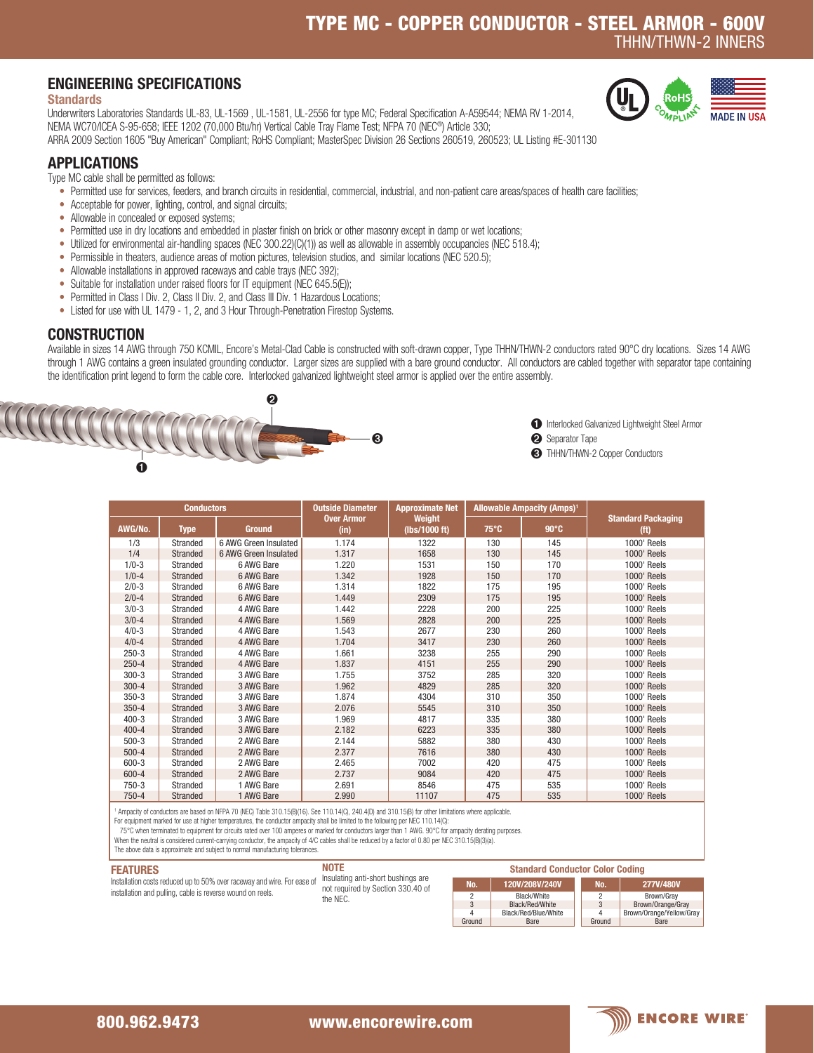# TYPE MC - COPPER CONDUCTOR - STEEL ARMOR - 600V

THHN/THWN-2 INNERS

## ENGINEERING SPECIFICATIONS

### Standards

Underwriters Laboratories Standards UL-83, UL-1569 , UL-1581, UL-2556 for type MC; Federal Specification A-A59544; NEMA RV 1-2014, NEMA WC70/ICEA S-95-658; IEEE 1202 (70,000 Btu/hr) Vertical Cable Tray Flame Test; NFPA 70 (NEC®) Article 330; ARRA 2009 Section 1605 "Buy American" Compliant; RoHS Compliant; MasterSpec Division 26 Sections 260519, 260523; UL Listing #E-301130

## APPLICATIONS

Type MC cable shall be permitted as follows:

- Permitted use for services, feeders, and branch circuits in residential, commercial, industrial, and non-patient care areas/spaces of health care facilities;
- Acceptable for power, lighting, control, and signal circuits;
- Allowable in concealed or exposed systems;
- Permitted use in dry locations and embedded in plaster finish on brick or other masonry except in damp or wet locations;
- Utilized for environmental air-handling spaces (NEC 300.22)(C)(1)) as well as allowable in assembly occupancies (NEC 518.4);
- Permissible in theaters, audience areas of motion pictures, television studios, and similar locations (NEC 520.5);
- Allowable installations in approved raceways and cable trays (NEC 392);
- Suitable for installation under raised floors for IT equipment (NEC 645.5(E));
- Permitted in Class I Div. 2, Class II Div. 2, and Class III Div. 1 Hazardous Locations;
- Listed for use with UL 1479 - 1, 2, and 3 Hour Through-Penetration Firestop Systems.

## CONSTRUCTION

Available in sizes 14 AWG through 750 KCMIL, Encore's Metal-Clad Cable is constructed with soft-drawn copper, Type THHN/THWN-2 conductors rated 90°C dry locations. Sizes 14 AWG through 1 AWG contains a green insulated grounding conductor. Larger sizes are supplied with a bare ground conductor. All conductors are cabled together with separator tape containing the identification print legend to form the cable core. Interlocked galvanized lightweight steel armor is applied over the entire assembly.

1. Interlocked Galvanized Lightweight Steel Armor
2. Separator Tape
3. THHN/THWN-2 Copper Conductors

| Conductors | | | Outside Diameter Over Armor | Approximate Net Weight | Allowable Ampacity (Amps)[1] | | Standard Packaging |
|---|---|---|---|---|---|---|---|
| AWG/No. | Type | Ground | (in) | (lbs/1000 ft) | 75°C | 90°C | (ft) |
| 1/3 | Stranded | 6 AWG Green Insulated | 1.174 | 1322 | 130 | 145 | 1000' Reels |
| 1/4 | Stranded | 6 AWG Green Insulated | 1.317 | 1658 | 130 | 145 | 1000' Reels |
| 1/0-3 | Stranded | 6 AWG Bare | 1.220 | 1531 | 150 | 170 | 1000' Reels |
| 1/0-4 | Stranded | 6 AWG Bare | 1.342 | 1928 | 150 | 170 | 1000' Reels |
| 2/0-3 | Stranded | 6 AWG Bare | 1.314 | 1822 | 175 | 195 | 1000' Reels |
| 2/0-4 | Stranded | 6 AWG Bare | 1.449 | 2309 | 175 | 195 | 1000' Reels |
| 3/0-3 | Stranded | 4 AWG Bare | 1.442 | 2228 | 200 | 225 | 1000' Reels |
| 3/0-4 | Stranded | 4 AWG Bare | 1.569 | 2828 | 200 | 225 | 1000' Reels |
| 4/0-3 | Stranded | 4 AWG Bare | 1.543 | 2677 | 230 | 260 | 1000' Reels |
| 4/0-4 | Stranded | 4 AWG Bare | 1.704 | 3417 | 230 | 260 | 1000' Reels |
| 250-3 | Stranded | 4 AWG Bare | 1.661 | 3238 | 255 | 290 | 1000' Reels |
| 250-4 | Stranded | 4 AWG Bare | 1.837 | 4151 | 255 | 290 | 1000' Reels |
| 300-3 | Stranded | 3 AWG Bare | 1.755 | 3752 | 285 | 320 | 1000' Reels |
| 300-4 | Stranded | 3 AWG Bare | 1.962 | 4829 | 285 | 320 | 1000' Reels |
| 350-3 | Stranded | 3 AWG Bare | 1.874 | 4304 | 310 | 350 | 1000' Reels |
| 350-4 | Stranded | 3 AWG Bare | 2.076 | 5545 | 310 | 350 | 1000' Reels |
| 400-3 | Stranded | 3 AWG Bare | 1.969 | 4817 | 335 | 380 | 1000' Reels |
| 400-4 | Stranded | 3 AWG Bare | 2.182 | 6223 | 335 | 380 | 1000' Reels |
| 500-3 | Stranded | 2 AWG Bare | 2.144 | 5882 | 380 | 430 | 1000' Reels |
| 500-4 | Stranded | 2 AWG Bare | 2.377 | 7616 | 380 | 430 | 1000' Reels |
| 600-3 | Stranded | 2 AWG Bare | 2.465 | 7002 | 420 | 475 | 1000' Reels |
| 600-4 | Stranded | 2 AWG Bare | 2.737 | 9084 | 420 | 475 | 1000' Reels |
| 750-3 | Stranded | 1 AWG Bare | 2.691 | 8546 | 475 | 535 | 1000' Reels |
| 750-4 | Stranded | 1 AWG Bare | 2.990 | 11107 | 475 | 535 | 1000' Reels |

[1] Ampacity of conductors are based on NFPA 70 (NEC) Table 310.15(B)(16). See 110.14(C), 240.4(D) and 310.15(B) for other limitations where applicable.
For equipment marked for use at higher temperatures, the conductor ampacity shall be limited to the following per NEC 110.14(C):
75°C when terminated to equipment for circuits rated over 100 amperes or marked for conductors larger than 1 AWG. 90°C for ampacity derating purposes.
When the neutral is considered current-carrying conductor, the ampacity of 4/C cables shall be reduced by a factor of 0.80 per NEC 310.15(B)(3)(a).
The above data is approximate and subject to normal manufacturing tolerances.

### FEATURES

Installation costs reduced up to 50% over raceway and wire. For ease of installation and pulling, cable is reverse wound on reels.

### NOTE

Insulating anti-short bushings are not required by Section 330.40 of the NEC.

### Standard Conductor Color Coding

| No. | 120V/208V/240V |
|---|---|
| 2 | Black/White |
| 3 | Black/Red/White |
| 4 | Black/Red/Blue/White |
| Ground | Bare |

| No. | 277V/480V |
|---|---|
| 2 | Brown/Gray |
| 3 | Brown/Orange/Gray |
| 4 | Brown/Orange/Yellow/Gray |
| Ground | Bare |

800.962.9473 www.encorewire.com